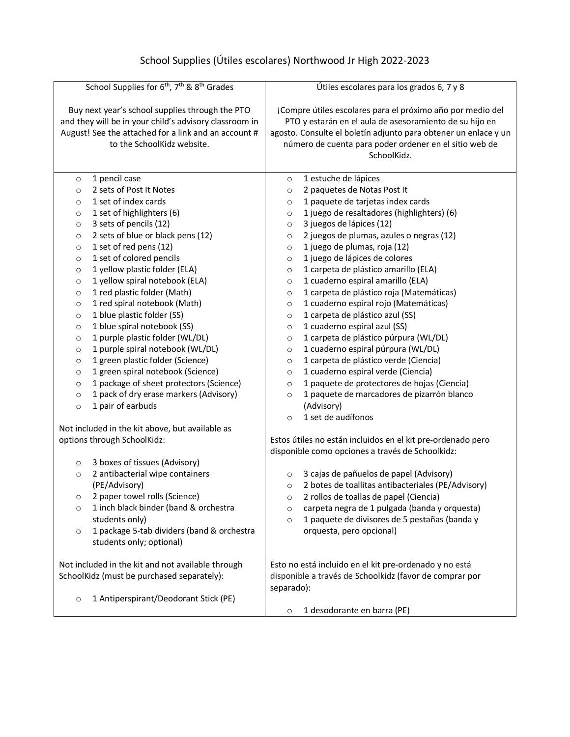# School Supplies (Útiles escolares) Northwood Jr High 2022-2023

| School Supplies for 6th, 7th & 8th Grades | Útiles escolares para los grados 6, 7 y 8 |
|---|---|
| Buy next year's school supplies through the PTO and they will be in your child's advisory classroom in August! See the attached for a link and an account # to the SchoolKidz website. | ¡Compre útiles escolares para el próximo año por medio del PTO y estarán en el aula de asesoramiento de su hijo en agosto. Consulte el boletín adjunto para obtener un enlace y un número de cuenta para poder ordener en el sitio web de SchoolKidz. |
| ○ 1 pencil case<br>○ 2 sets of Post It Notes<br>○ 1 set of index cards<br>○ 1 set of highlighters (6)<br>○ 3 sets of pencils (12)<br>○ 2 sets of blue or black pens (12)<br>○ 1 set of red pens (12)<br>○ 1 set of colored pencils<br>○ 1 yellow plastic folder (ELA)<br>○ 1 yellow spiral notebook (ELA)<br>○ 1 red plastic folder (Math)<br>○ 1 red spiral notebook (Math)<br>○ 1 blue plastic folder (SS)<br>○ 1 blue spiral notebook (SS)<br>○ 1 purple plastic folder (WL/DL)<br>○ 1 purple spiral notebook (WL/DL)<br>○ 1 green plastic folder (Science)<br>○ 1 green spiral notebook (Science)<br>○ 1 package of sheet protectors (Science)<br>○ 1 pack of dry erase markers (Advisory)<br>○ 1 pair of earbuds<br><br>Not included in the kit above, but available as options through SchoolKidz:<br><br>○ 3 boxes of tissues (Advisory)<br>○ 2 antibacterial wipe containers (PE/Advisory)<br>○ 2 paper towel rolls (Science)<br>○ 1 inch black binder (band & orchestra students only)<br>○ 1 package 5-tab dividers (band & orchestra students only; optional)<br><br>Not included in the kit and not available through SchoolKidz (must be purchased separately):<br><br>○ 1 Antiperspirant/Deodorant Stick (PE) | ○ 1 estuche de lápices<br>○ 2 paquetes de Notas Post It<br>○ 1 paquete de tarjetas index cards<br>○ 1 juego de resaltadores (highlighters) (6)<br>○ 3 juegos de lápices (12)<br>○ 2 juegos de plumas, azules o negras (12)<br>○ 1 juego de plumas, roja (12)<br>○ 1 juego de lápices de colores<br>○ 1 carpeta de plástico amarillo (ELA)<br>○ 1 cuaderno espiral amarillo (ELA)<br>○ 1 carpeta de plástico roja (Matemáticas)<br>○ 1 cuaderno espiral rojo (Matemáticas)<br>○ 1 carpeta de plástico azul (SS)<br>○ 1 cuaderno espiral azul (SS)<br>○ 1 carpeta de plástico púrpura (WL/DL)<br>○ 1 cuaderno espiral púrpura (WL/DL)<br>○ 1 carpeta de plástico verde (Ciencia)<br>○ 1 cuaderno espiral verde (Ciencia)<br>○ 1 paquete de protectores de hojas (Ciencia)<br>○ 1 paquete de marcadores de pizarrón blanco (Advisory)<br>○ 1 set de audífonos<br><br>Estos útiles no están incluidos en el kit pre-ordenado pero disponible como opciones a través de Schoolkidz:<br><br>○ 3 cajas de pañuelos de papel (Advisory)<br>○ 2 botes de toallitas antibacteriales (PE/Advisory)<br>○ 2 rollos de toallas de papel (Ciencia)<br>○ carpeta negra de 1 pulgada (banda y orquesta)<br>○ 1 paquete de divisores de 5 pestañas (banda y orquesta, pero opcional)<br><br>Esto no está incluido en el kit pre-ordenado y no está disponible a través de Schoolkidz (favor de comprar por separado):<br><br>○ 1 desodorante en barra (PE) |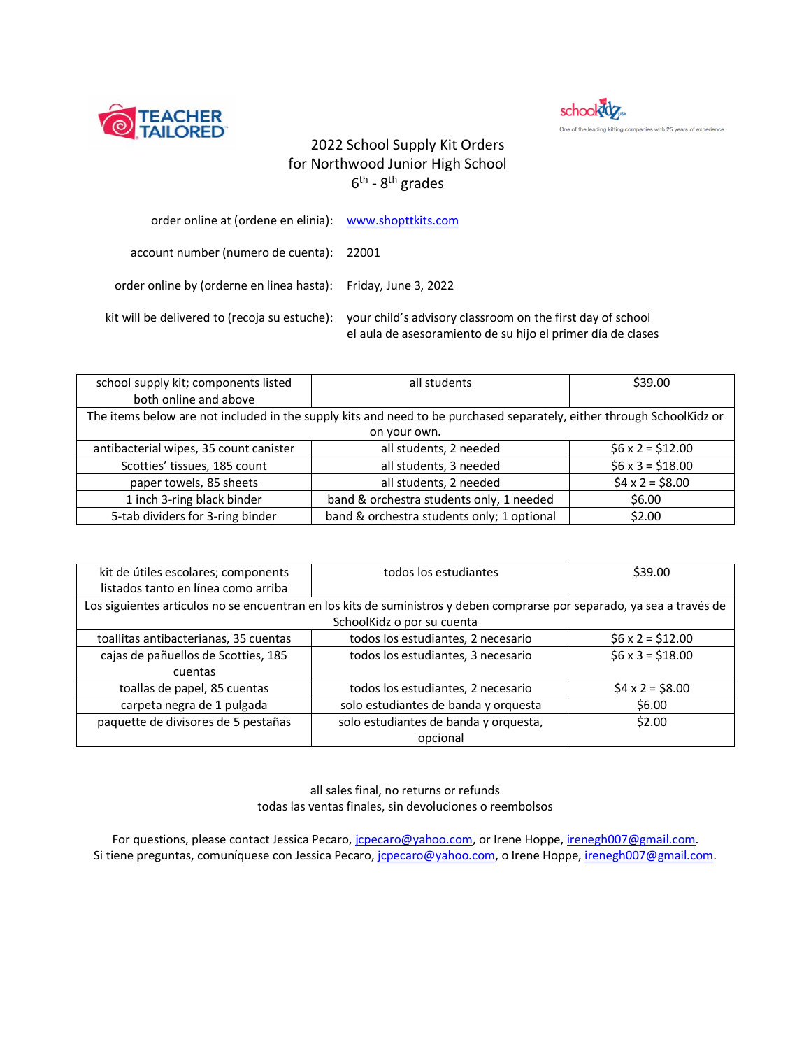TEACHER TAILORED

schoolkidz USA
One of the leading kitting companies with 25 years of experience

# 2022 School Supply Kit Orders for Northwood Junior High School $6^{th}$ - $8^{th}$ grades

order online at (ordene en elinia): www.shopttkits.com

account number (numero de cuenta): 22001

order online by (orderne en linea hasta): Friday, June 3, 2022

kit will be delivered to (recoja su estuche): your child's advisory classroom on the first day of school
el aula de asesoramiento de su hijo el primer día de clases

| | | |
|---|---|---|
| school supply kit; components listed both online and above | all students | $39.00 |
| The items below are not included in the supply kits and need to be purchased separately, either through SchoolKidz or on your own. | | |
| antibacterial wipes, 35 count canister | all students, 2 needed | $6 x 2 = $12.00 |
| Scotties' tissues, 185 count | all students, 3 needed | $6 x 3 = $18.00 |
| paper towels, 85 sheets | all students, 2 needed | $4 x 2 = $8.00 |
| 1 inch 3-ring black binder | band & orchestra students only, 1 needed | $6.00 |
| 5-tab dividers for 3-ring binder | band & orchestra students only; 1 optional | $2.00 |

| | | |
|---|---|---|
| kit de útiles escolares; components listados tanto en línea como arriba | todos los estudiantes | $39.00 |
| Los siguientes artículos no se encuentran en los kits de suministros y deben comprarse por separado, ya sea a través de SchoolKidz o por su cuenta | | |
| toallitas antibacterianas, 35 cuentas | todos los estudiantes, 2 necesario | $6 x 2 = $12.00 |
| cajas de pañuellos de Scotties, 185 cuentas | todos los estudiantes, 3 necesario | $6 x 3 = $18.00 |
| toallas de papel, 85 cuentas | todos los estudiantes, 2 necesario | $4 x 2 = $8.00 |
| carpeta negra de 1 pulgada | solo estudiantes de banda y orquesta | $6.00 |
| paquette de divisores de 5 pestañas | solo estudiantes de banda y orquesta, opcional | $2.00 |

all sales final, no returns or refunds
todas las ventas finales, sin devoluciones o reembolsos

For questions, please contact Jessica Pecaro, jcpecaro@yahoo.com, or Irene Hoppe, ireneg h007@gmail.com.
Si tiene preguntas, comuníquese con Jessica Pecaro, jcpecaro@yahoo.com, o Irene Hoppe, ireneg h007@gmail.com.